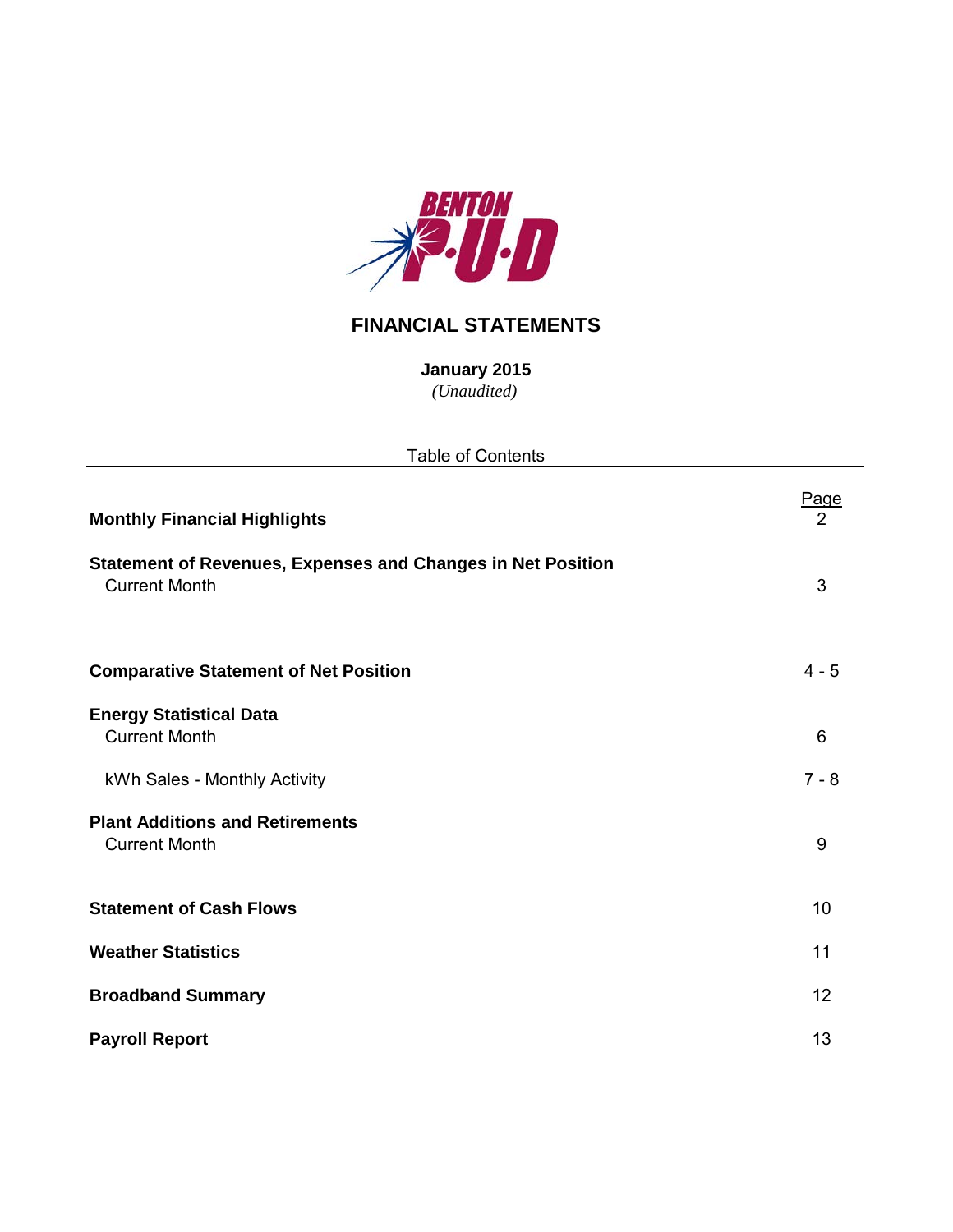BENTON P·U·D

# FINANCIAL STATEMENTS

**January 2015**

*(Unaudited)*

Table of Contents

| | Page |
|---|---|
| **Monthly Financial Highlights** | 2 |
| **Statement of Revenues, Expenses and Changes in Net Position** | |
| Current Month | 3 |
| **Comparative Statement of Net Position** | 4 - 5 |
| **Energy Statistical Data** | |
| Current Month | 6 |
| kWh Sales - Monthly Activity | 7 - 8 |
| **Plant Additions and Retirements** | |
| Current Month | 9 |
| **Statement of Cash Flows** | 10 |
| **Weather Statistics** | 11 |
| **Broadband Summary** | 12 |
| **Payroll Report** | 13 |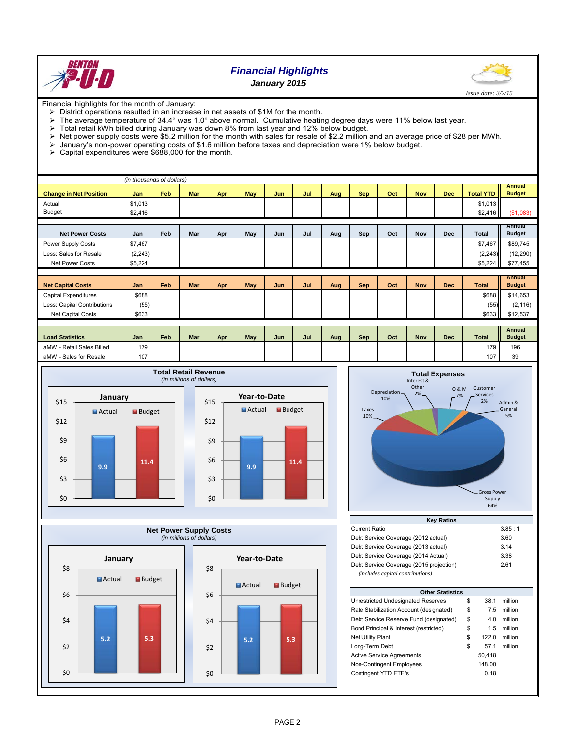# Financial Highlights

**January 2015**

*Issue date: 3/2/15*

Financial highlights for the month of January:

- District operations resulted in an increase in net assets of $1M for the month.
- The average temperature of 34.4° was 1.0° above normal. Cumulative heating degree days were 11% below last year.
- Total retail kWh billed during January was down 8% from last year and 12% below budget.
- Net power supply costs were $5.2 million for the month with sales for resale of $2.2 million and an average price of $28 per MWh.
- January's non-power operating costs of $1.6 million before taxes and depreciation were 1% below budget.
- Capital expenditures were $688,000 for the month.

*(in thousands of dollars)*

| Change in Net Position | Jan | Feb | Mar | Apr | May | Jun | Jul | Aug | Sep | Oct | Nov | Dec | Total YTD | Annual Budget |
|---|---|---|---|---|---|---|---|---|---|---|---|---|---|---|
| Actual | $1,013 | | | | | | | | | | | | $1,013 | |
| Budget | $2,416 | | | | | | | | | | | | $2,416 | ($1,083) |

| Net Power Costs | Jan | Feb | Mar | Apr | May | Jun | Jul | Aug | Sep | Oct | Nov | Dec | Total | Annual Budget |
|---|---|---|---|---|---|---|---|---|---|---|---|---|---|---|
| Power Supply Costs | $7,467 | | | | | | | | | | | | $7,467 | $89,745 |
| Less: Sales for Resale | (2,243) | | | | | | | | | | | | (2,243) | (12,290) |
| Net Power Costs | $5,224 | | | | | | | | | | | | $5,224 | $77,455 |

| Net Capital Costs | Jan | Feb | Mar | Apr | May | Jun | Jul | Aug | Sep | Oct | Nov | Dec | Total | Annual Budget |
|---|---|---|---|---|---|---|---|---|---|---|---|---|---|---|
| Capital Expenditures | $688 | | | | | | | | | | | | $688 | $14,653 |
| Less: Capital Contributions | (55) | | | | | | | | | | | | (55) | (2,116) |
| Net Capital Costs | $633 | | | | | | | | | | | | $633 | $12,537 |

| Load Statistics | Jan | Feb | Mar | Apr | May | Jun | Jul | Aug | Sep | Oct | Nov | Dec | Total | Annual Budget |
|---|---|---|---|---|---|---|---|---|---|---|---|---|---|---|
| aMW - Retail Sales Billed | 179 | | | | | | | | | | | | 179 | 196 |
| aMW - Sales for Resale | 107 | | | | | | | | | | | | 107 | 39 |

## Total Retail Revenue

*(in millions of dollars)*

| | Actual | Budget |
|---|---|---|
| January | 9.9 | 11.4 |
| Year-to-Date | 9.9 | 11.4 |

## Total Expenses

| Category | % |
|---|---|
| Gross Power Supply | 64% |
| Taxes | 10% |
| Depreciation | 10% |
| Interest & Other | 2% |
| O & M | 7% |
| Customer Services | 2% |
| Admin & General | 5% |

## Net Power Supply Costs

*(in millions of dollars)*

| | Actual | Budget |
|---|---|---|
| January | 5.2 | 5.3 |
| Year-to-Date | 5.2 | 5.3 |

## Key Ratios

| | |
|---|---|
| Current Ratio | 3.85 : 1 |
| Debt Service Coverage (2012 actual) | 3.60 |
| Debt Service Coverage (2013 actual) | 3.14 |
| Debt Service Coverage (2014 Actual) | 3.38 |
| Debt Service Coverage (2015 projection) | 2.61 |

*(includes capital contributions)*

## Other Statistics

| | | | |
|---|---|---|---|
| Unrestricted Undesignated Reserves | $ | 38.1 | million |
| Rate Stabilization Account (designated) | $ | 7.5 | million |
| Debt Service Reserve Fund (designated) | $ | 4.0 | million |
| Bond Principal & Interest (restricted) | $ | 1.5 | million |
| Net Utility Plant | $ | 122.0 | million |
| Long-Term Debt | $ | 57.1 | million |
| Active Service Agreements | | 50,418 | |
| Non-Contingent Employees | | 148.00 | |
| Contingent YTD FTE's | | 0.18 | |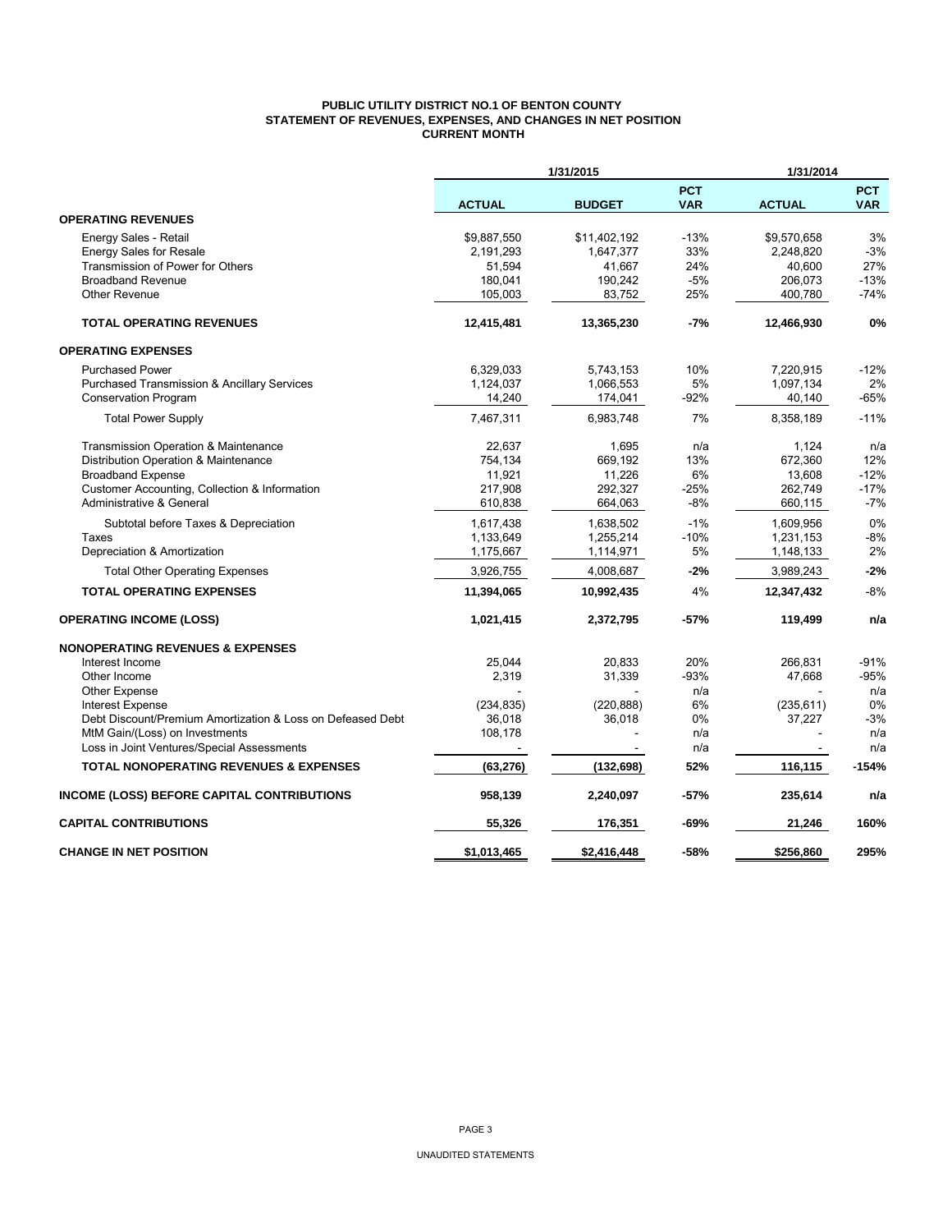**PUBLIC UTILITY DISTRICT NO.1 OF BENTON COUNTY**
**STATEMENT OF REVENUES, EXPENSES, AND CHANGES IN NET POSITION**
**CURRENT MONTH**

| | 1/31/2015 | | | 1/31/2014 | |
|---|---|---|---|---|---|
| | **ACTUAL** | **BUDGET** | **PCT VAR** | **ACTUAL** | **PCT VAR** |
| **OPERATING REVENUES** | | | | | |
| Energy Sales - Retail | $9,887,550 | $11,402,192 | -13% | $9,570,658 | 3% |
| Energy Sales for Resale | 2,191,293 | 1,647,377 | 33% | 2,248,820 | -3% |
| Transmission of Power for Others | 51,594 | 41,667 | 24% | 40,600 | 27% |
| Broadband Revenue | 180,041 | 190,242 | -5% | 206,073 | -13% |
| Other Revenue | 105,003 | 83,752 | 25% | 400,780 | -74% |
| **TOTAL OPERATING REVENUES** | **12,415,481** | **13,365,230** | **-7%** | **12,466,930** | **0%** |
| **OPERATING EXPENSES** | | | | | |
| Purchased Power | 6,329,033 | 5,743,153 | 10% | 7,220,915 | -12% |
| Purchased Transmission & Ancillary Services | 1,124,037 | 1,066,553 | 5% | 1,097,134 | 2% |
| Conservation Program | 14,240 | 174,041 | -92% | 40,140 | -65% |
| Total Power Supply | 7,467,311 | 6,983,748 | 7% | 8,358,189 | -11% |
| Transmission Operation & Maintenance | 22,637 | 1,695 | n/a | 1,124 | n/a |
| Distribution Operation & Maintenance | 754,134 | 669,192 | 13% | 672,360 | 12% |
| Broadband Expense | 11,921 | 11,226 | 6% | 13,608 | -12% |
| Customer Accounting, Collection & Information | 217,908 | 292,327 | -25% | 262,749 | -17% |
| Administrative & General | 610,838 | 664,063 | -8% | 660,115 | -7% |
| Subtotal before Taxes & Depreciation | 1,617,438 | 1,638,502 | -1% | 1,609,956 | 0% |
| Taxes | 1,133,649 | 1,255,214 | -10% | 1,231,153 | -8% |
| Depreciation & Amortization | 1,175,667 | 1,114,971 | 5% | 1,148,133 | 2% |
| Total Other Operating Expenses | 3,926,755 | 4,008,687 | **-2%** | 3,989,243 | **-2%** |
| **TOTAL OPERATING EXPENSES** | **11,394,065** | **10,992,435** | 4% | **12,347,432** | -8% |
| **OPERATING INCOME (LOSS)** | **1,021,415** | **2,372,795** | **-57%** | **119,499** | **n/a** |
| **NONOPERATING REVENUES & EXPENSES** | | | | | |
| Interest Income | 25,044 | 20,833 | 20% | 266,831 | -91% |
| Other Income | 2,319 | 31,339 | -93% | 47,668 | -95% |
| Other Expense | - | - | n/a | - | n/a |
| Interest Expense | (234,835) | (220,888) | 6% | (235,611) | 0% |
| Debt Discount/Premium Amortization & Loss on Defeased Debt | 36,018 | 36,018 | 0% | 37,227 | -3% |
| MtM Gain/(Loss) on Investments | 108,178 | - | n/a | - | n/a |
| Loss in Joint Ventures/Special Assessments | - | - | n/a | - | n/a |
| **TOTAL NONOPERATING REVENUES & EXPENSES** | **(63,276)** | **(132,698)** | **52%** | **116,115** | **-154%** |
| **INCOME (LOSS) BEFORE CAPITAL CONTRIBUTIONS** | **958,139** | **2,240,097** | **-57%** | **235,614** | **n/a** |
| **CAPITAL CONTRIBUTIONS** | **55,326** | **176,351** | **-69%** | **21,246** | **160%** |
| **CHANGE IN NET POSITION** | **$1,013,465** | **$2,416,448** | **-58%** | **$256,860** | **295%** |

UNAUDITED STATEMENTS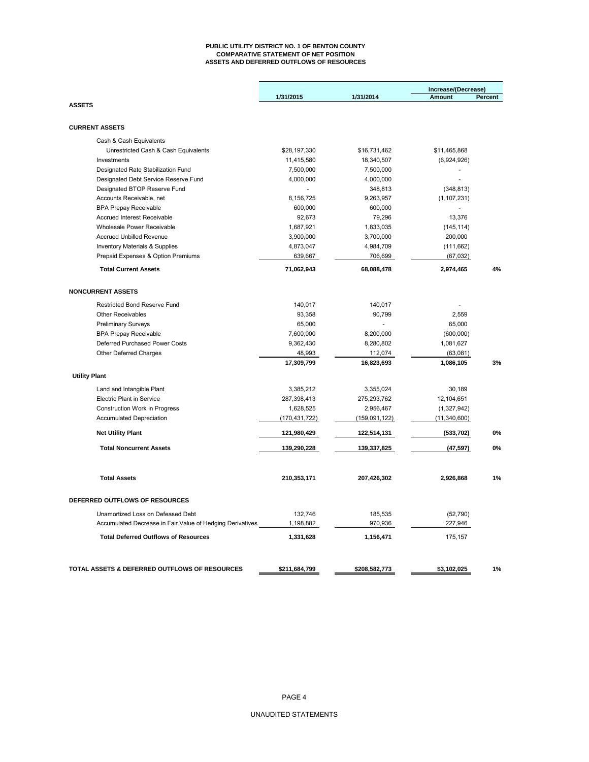**PUBLIC UTILITY DISTRICT NO. 1 OF BENTON COUNTY**
**COMPARATIVE STATEMENT OF NET POSITION**
**ASSETS AND DEFERRED OUTFLOWS OF RESOURCES**

| | 1/31/2015 | 1/31/2014 | Increase/(Decrease) Amount | Percent |
|---|---|---|---|---|
| **ASSETS** | | | | |
| **CURRENT ASSETS** | | | | |
| Cash & Cash Equivalents | | | | |
| Unrestricted Cash & Cash Equivalents | $28,197,330 | $16,731,462 | $11,465,868 | |
| Investments | 11,415,580 | 18,340,507 | (6,924,926) | |
| Designated Rate Stabilization Fund | 7,500,000 | 7,500,000 | - | |
| Designated Debt Service Reserve Fund | 4,000,000 | 4,000,000 | - | |
| Designated BTOP Reserve Fund | - | 348,813 | (348,813) | |
| Accounts Receivable, net | 8,156,725 | 9,263,957 | (1,107,231) | |
| BPA Prepay Receivable | 600,000 | 600,000 | - | |
| Accrued Interest Receivable | 92,673 | 79,296 | 13,376 | |
| Wholesale Power Receivable | 1,687,921 | 1,833,035 | (145,114) | |
| Accrued Unbilled Revenue | 3,900,000 | 3,700,000 | 200,000 | |
| Inventory Materials & Supplies | 4,873,047 | 4,984,709 | (111,662) | |
| Prepaid Expenses & Option Premiums | 639,667 | 706,699 | (67,032) | |
| **Total Current Assets** | **71,062,943** | **68,088,478** | **2,974,465** | **4%** |
| **NONCURRENT ASSETS** | | | | |
| Restricted Bond Reserve Fund | 140,017 | 140,017 | - | |
| Other Receivables | 93,358 | 90,799 | 2,559 | |
| Preliminary Surveys | 65,000 | - | 65,000 | |
| BPA Prepay Receivable | 7,600,000 | 8,200,000 | (600,000) | |
| Deferred Purchased Power Costs | 9,362,430 | 8,280,802 | 1,081,627 | |
| Other Deferred Charges | 48,993 | 112,074 | (63,081) | |
| | **17,309,799** | **16,823,693** | **1,086,105** | **3%** |
| **Utility Plant** | | | | |
| Land and Intangible Plant | 3,385,212 | 3,355,024 | 30,189 | |
| Electric Plant in Service | 287,398,413 | 275,293,762 | 12,104,651 | |
| Construction Work in Progress | 1,628,525 | 2,956,467 | (1,327,942) | |
| Accumulated Depreciation | (170,431,722) | (159,091,122) | (11,340,600) | |
| **Net Utility Plant** | **121,980,429** | **122,514,131** | **(533,702)** | **0%** |
| **Total Noncurrent Assets** | **139,290,228** | **139,337,825** | **(47,597)** | **0%** |
| **Total Assets** | **210,353,171** | **207,426,302** | **2,926,868** | **1%** |
| **DEFERRED OUTFLOWS OF RESOURCES** | | | | |
| Unamortized Loss on Defeased Debt | 132,746 | 185,535 | (52,790) | |
| Accumulated Decrease in Fair Value of Hedging Derivatives | 1,198,882 | 970,936 | 227,946 | |
| **Total Deferred Outflows of Resources** | **1,331,628** | **1,156,471** | 175,157 | |
| **TOTAL ASSETS & DEFERRED OUTFLOWS OF RESOURCES** | **$211,684,799** | **$208,582,773** | **$3,102,025** | **1%** |

UNAUDITED STATEMENTS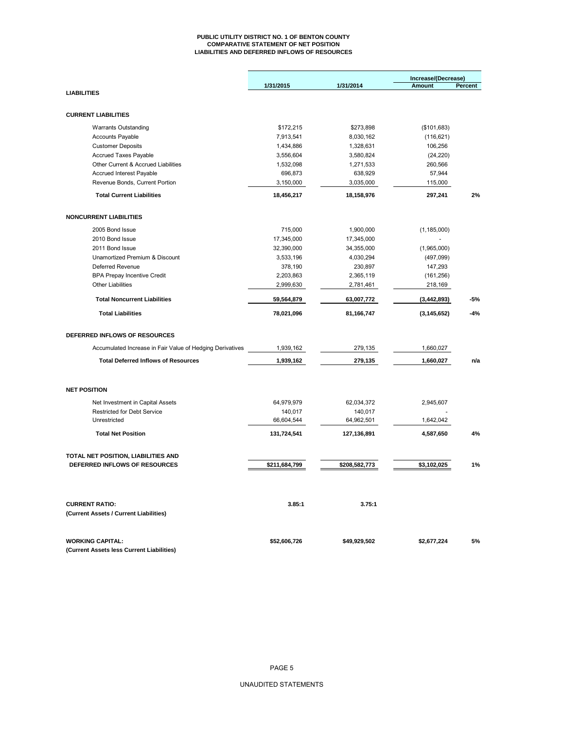# PUBLIC UTILITY DISTRICT NO. 1 OF BENTON COUNTY
## COMPARATIVE STATEMENT OF NET POSITION
## LIABILITIES AND DEFERRED INFLOWS OF RESOURCES

| | 1/31/2015 | 1/31/2014 | Increase/(Decrease) Amount | Percent |
|---|---|---|---|---|
| **LIABILITIES** | | | | |
| **CURRENT LIABILITIES** | | | | |
| Warrants Outstanding | $172,215 | $273,898 | ($101,683) | |
| Accounts Payable | 7,913,541 | 8,030,162 | (116,621) | |
| Customer Deposits | 1,434,886 | 1,328,631 | 106,256 | |
| Accrued Taxes Payable | 3,556,604 | 3,580,824 | (24,220) | |
| Other Current & Accrued Liabilities | 1,532,098 | 1,271,533 | 260,566 | |
| Accrued Interest Payable | 696,873 | 638,929 | 57,944 | |
| Revenue Bonds, Current Portion | 3,150,000 | 3,035,000 | 115,000 | |
| **Total Current Liabilities** | **18,456,217** | **18,158,976** | **297,241** | **2%** |
| **NONCURRENT LIABILITIES** | | | | |
| 2005 Bond Issue | 715,000 | 1,900,000 | (1,185,000) | |
| 2010 Bond Issue | 17,345,000 | 17,345,000 | - | |
| 2011 Bond Issue | 32,390,000 | 34,355,000 | (1,965,000) | |
| Unamortized Premium & Discount | 3,533,196 | 4,030,294 | (497,099) | |
| Deferred Revenue | 378,190 | 230,897 | 147,293 | |
| BPA Prepay Incentive Credit | 2,203,863 | 2,365,119 | (161,256) | |
| Other Liabilities | 2,999,630 | 2,781,461 | 218,169 | |
| **Total Noncurrent Liabilities** | **59,564,879** | **63,007,772** | **(3,442,893)** | **-5%** |
| **Total Liabilities** | **78,021,096** | **81,166,747** | **(3,145,652)** | **-4%** |
| **DEFERRED INFLOWS OF RESOURCES** | | | | |
| Accumulated Increase in Fair Value of Hedging Derivatives | 1,939,162 | 279,135 | 1,660,027 | |
| **Total Deferred Inflows of Resources** | **1,939,162** | **279,135** | **1,660,027** | **n/a** |
| **NET POSITION** | | | | |
| Net Investment in Capital Assets | 64,979,979 | 62,034,372 | 2,945,607 | |
| Restricted for Debt Service | 140,017 | 140,017 | - | |
| Unrestricted | 66,604,544 | 64,962,501 | 1,642,042 | |
| **Total Net Position** | **131,724,541** | **127,136,891** | **4,587,650** | **4%** |
| **TOTAL NET POSITION, LIABILITIES AND DEFERRED INFLOWS OF RESOURCES** | **$211,684,799** | **$208,582,773** | **$3,102,025** | **1%** |
| **CURRENT RATIO:** **(Current Assets / Current Liabilities)** | **3.85:1** | **3.75:1** | | |
| **WORKING CAPITAL:** **(Current Assets less Current Liabilities)** | **$52,606,726** | **$49,929,502** | **$2,677,224** | **5%** |

UNAUDITED STATEMENTS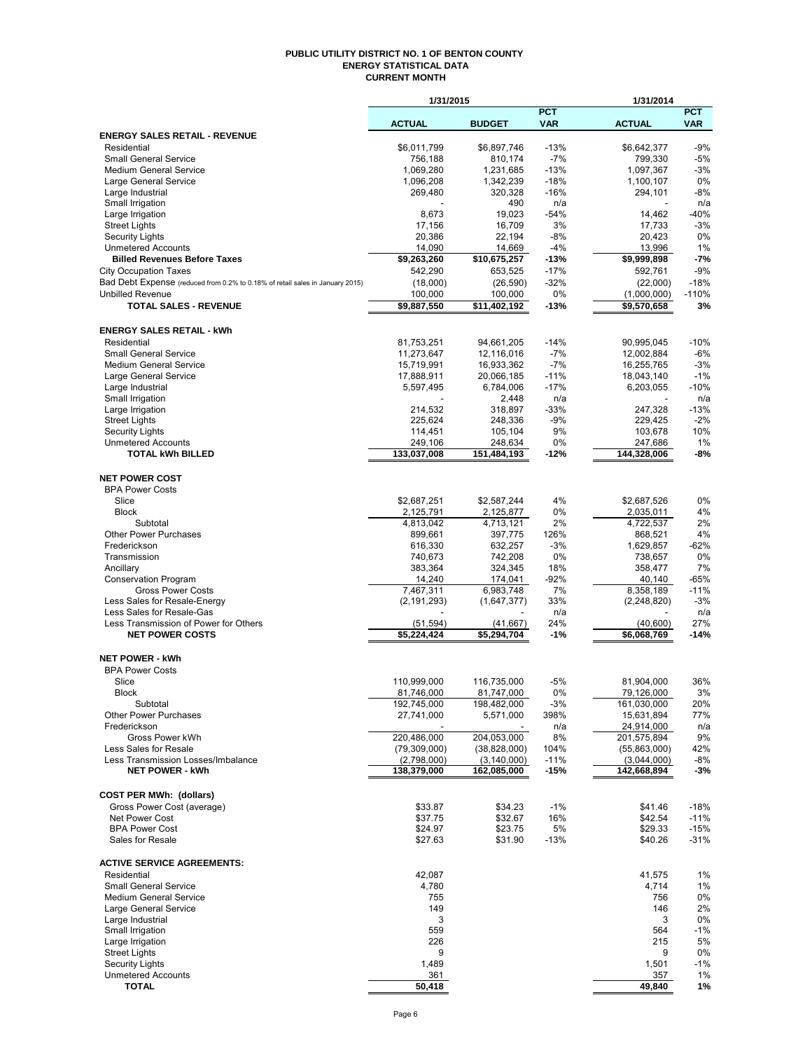# PUBLIC UTILITY DISTRICT NO. 1 OF BENTON COUNTY
## ENERGY STATISTICAL DATA
### CURRENT MONTH

| | 1/31/2015 | | | 1/31/2014 | |
|---|---|---|---|---|---|
| | **ACTUAL** | **BUDGET** | **PCT VAR** | **ACTUAL** | **PCT VAR** |
| **ENERGY SALES RETAIL - REVENUE** | | | | | |
| Residential | $6,011,799 | $6,897,746 | -13% | $6,642,377 | -9% |
| Small General Service | 756,188 | 810,174 | -7% | 799,330 | -5% |
| Medium General Service | 1,069,280 | 1,231,685 | -13% | 1,097,367 | -3% |
| Large General Service | 1,096,208 | 1,342,239 | -18% | 1,100,107 | 0% |
| Large Industrial | 269,480 | 320,328 | -16% | 294,101 | -8% |
| Small Irrigation | - | 490 | n/a | - | n/a |
| Large Irrigation | 8,673 | 19,023 | -54% | 14,462 | -40% |
| Street Lights | 17,156 | 16,709 | 3% | 17,733 | -3% |
| Security Lights | 20,386 | 22,194 | -8% | 20,423 | 0% |
| Unmetered Accounts | 14,090 | 14,669 | -4% | 13,996 | 1% |
| **Billed Revenues Before Taxes** | **$9,263,260** | **$10,675,257** | **-13%** | **$9,999,898** | **-7%** |
| City Occupation Taxes | 542,290 | 653,525 | -17% | 592,761 | -9% |
| Bad Debt Expense (reduced from 0.2% to 0.18% of retail sales in January 2015) | (18,000) | (26,590) | -32% | (22,000) | -18% |
| Unbilled Revenue | 100,000 | 100,000 | 0% | (1,000,000) | -110% |
| **TOTAL SALES - REVENUE** | **$9,887,550** | **$11,402,192** | **-13%** | **$9,570,658** | **3%** |
| **ENERGY SALES RETAIL - kWh** | | | | | |
| Residential | 81,753,251 | 94,661,205 | -14% | 90,995,045 | -10% |
| Small General Service | 11,273,647 | 12,116,016 | -7% | 12,002,884 | -6% |
| Medium General Service | 15,719,991 | 16,933,362 | -7% | 16,255,765 | -3% |
| Large General Service | 17,888,911 | 20,066,185 | -11% | 18,043,140 | -1% |
| Large Industrial | 5,597,495 | 6,784,006 | -17% | 6,203,055 | -10% |
| Small Irrigation | - | 2,448 | n/a | - | n/a |
| Large Irrigation | 214,532 | 318,897 | -33% | 247,328 | -13% |
| Street Lights | 225,624 | 248,336 | -9% | 229,425 | -2% |
| Security Lights | 114,451 | 105,104 | 9% | 103,678 | 10% |
| Unmetered Accounts | 249,106 | 248,634 | 0% | 247,686 | 1% |
| **TOTAL kWh BILLED** | **133,037,008** | **151,484,193** | **-12%** | **144,328,006** | **-8%** |
| **NET POWER COST** | | | | | |
| BPA Power Costs | | | | | |
| Slice | $2,687,251 | $2,587,244 | 4% | $2,687,526 | 0% |
| Block | 2,125,791 | 2,125,877 | 0% | 2,035,011 | 4% |
| Subtotal | 4,813,042 | 4,713,121 | 2% | 4,722,537 | 2% |
| Other Power Purchases | 899,661 | 397,775 | 126% | 868,521 | 4% |
| Frederickson | 616,330 | 632,257 | -3% | 1,629,857 | -62% |
| Transmission | 740,673 | 742,208 | 0% | 738,657 | 0% |
| Ancillary | 383,364 | 324,345 | 18% | 358,477 | 7% |
| Conservation Program | 14,240 | 174,041 | -92% | 40,140 | -65% |
| Gross Power Costs | 7,467,311 | 6,983,748 | 7% | 8,358,189 | -11% |
| Less Sales for Resale-Energy | (2,191,293) | (1,647,377) | 33% | (2,248,820) | -3% |
| Less Sales for Resale-Gas | - | - | n/a | - | n/a |
| Less Transmission of Power for Others | (51,594) | (41,667) | 24% | (40,600) | 27% |
| **NET POWER COSTS** | **$5,224,424** | **$5,294,704** | **-1%** | **$6,068,769** | **-14%** |
| **NET POWER - kWh** | | | | | |
| BPA Power Costs | | | | | |
| Slice | 110,999,000 | 116,735,000 | -5% | 81,904,000 | 36% |
| Block | 81,746,000 | 81,747,000 | 0% | 79,126,000 | 3% |
| Subtotal | 192,745,000 | 198,482,000 | -3% | 161,030,000 | 20% |
| Other Power Purchases | 27,741,000 | 5,571,000 | 398% | 15,631,894 | 77% |
| Frederickson | - | - | n/a | 24,914,000 | n/a |
| Gross Power kWh | 220,486,000 | 204,053,000 | 8% | 201,575,894 | 9% |
| Less Sales for Resale | (79,309,000) | (38,828,000) | 104% | (55,863,000) | 42% |
| Less Transmission Losses/Imbalance | (2,798,000) | (3,140,000) | -11% | (3,044,000) | -8% |
| **NET POWER - kWh** | **138,379,000** | **162,085,000** | **-15%** | **142,668,894** | **-3%** |
| **COST PER MWh: (dollars)** | | | | | |
| Gross Power Cost (average) | $33.87 | $34.23 | -1% | $41.46 | -18% |
| Net Power Cost | $37.75 | $32.67 | 16% | $42.54 | -11% |
| BPA Power Cost | $24.97 | $23.75 | 5% | $29.33 | -15% |
| Sales for Resale | $27.63 | $31.90 | -13% | $40.26 | -31% |
| **ACTIVE SERVICE AGREEMENTS:** | | | | | |
| Residential | 42,087 | | | 41,575 | 1% |
| Small General Service | 4,780 | | | 4,714 | 1% |
| Medium General Service | 755 | | | 756 | 0% |
| Large General Service | 149 | | | 146 | 2% |
| Large Industrial | 3 | | | 3 | 0% |
| Small Irrigation | 559 | | | 564 | -1% |
| Large Irrigation | 226 | | | 215 | 5% |
| Street Lights | 9 | | | 9 | 0% |
| Security Lights | 1,489 | | | 1,501 | -1% |
| Unmetered Accounts | 361 | | | 357 | 1% |
| **TOTAL** | **50,418** | | | **49,840** | **1%** |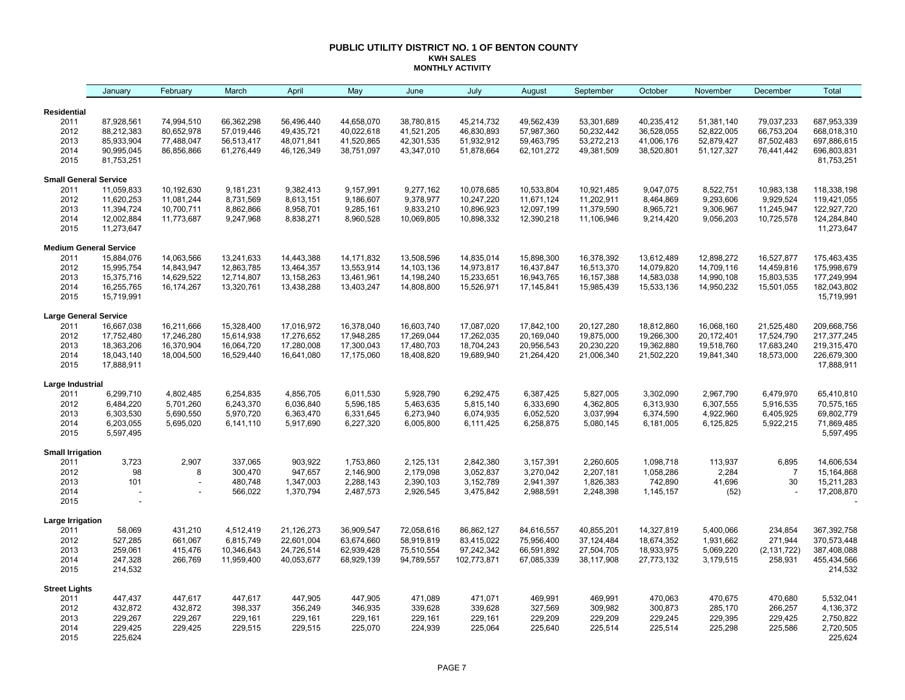# PUBLIC UTILITY DISTRICT NO. 1 OF BENTON COUNTY

## KWH SALES

### MONTHLY ACTIVITY

| | January | February | March | April | May | June | July | August | September | October | November | December | Total |
|---|---|---|---|---|---|---|---|---|---|---|---|---|---|
| **Residential** | | | | | | | | | | | | | |
| 2011 | 87,928,561 | 74,994,510 | 66,362,298 | 56,496,440 | 44,658,070 | 38,780,815 | 45,214,732 | 49,562,439 | 53,301,689 | 40,235,412 | 51,381,140 | 79,037,233 | 687,953,339 |
| 2012 | 88,212,383 | 80,652,978 | 57,019,446 | 49,435,721 | 40,022,618 | 41,521,205 | 46,830,893 | 57,987,360 | 50,232,442 | 36,528,055 | 52,822,005 | 66,753,204 | 668,018,310 |
| 2013 | 85,933,904 | 77,488,047 | 56,513,417 | 48,071,841 | 41,520,865 | 42,301,535 | 51,932,912 | 59,463,795 | 53,272,213 | 41,006,176 | 52,879,427 | 87,502,483 | 697,886,615 |
| 2014 | 90,995,045 | 86,856,866 | 61,276,449 | 46,126,349 | 38,751,097 | 43,347,010 | 51,878,664 | 62,101,272 | 49,381,509 | 38,520,801 | 51,127,327 | 76,441,442 | 696,803,831 |
| 2015 | 81,753,251 | | | | | | | | | | | | 81,753,251 |
| **Small General Service** | | | | | | | | | | | | | |
| 2011 | 11,059,833 | 10,192,630 | 9,181,231 | 9,382,413 | 9,157,991 | 9,277,162 | 10,078,685 | 10,533,804 | 10,921,485 | 9,047,075 | 8,522,751 | 10,983,138 | 118,338,198 |
| 2012 | 11,620,253 | 11,081,244 | 8,731,569 | 8,613,151 | 9,186,607 | 9,378,977 | 10,247,220 | 11,671,124 | 11,202,911 | 8,464,869 | 9,293,606 | 9,929,524 | 119,421,055 |
| 2013 | 11,394,724 | 10,700,711 | 8,862,866 | 8,958,701 | 9,285,161 | 9,833,210 | 10,896,923 | 12,097,199 | 11,379,590 | 8,965,721 | 9,306,967 | 11,245,947 | 122,927,720 |
| 2014 | 12,002,884 | 11,773,687 | 9,247,968 | 8,838,271 | 8,960,528 | 10,069,805 | 10,898,332 | 12,390,218 | 11,106,946 | 9,214,420 | 9,056,203 | 10,725,578 | 124,284,840 |
| 2015 | 11,273,647 | | | | | | | | | | | | 11,273,647 |
| **Medium General Service** | | | | | | | | | | | | | |
| 2011 | 15,884,076 | 14,063,566 | 13,241,633 | 14,443,388 | 14,171,832 | 13,508,596 | 14,835,014 | 15,898,300 | 16,378,392 | 13,612,489 | 12,898,272 | 16,527,877 | 175,463,435 |
| 2012 | 15,995,754 | 14,843,947 | 12,863,785 | 13,464,357 | 13,553,914 | 14,103,136 | 14,973,817 | 16,437,847 | 16,513,370 | 14,079,820 | 14,709,116 | 14,459,816 | 175,998,679 |
| 2013 | 15,375,716 | 14,629,522 | 12,714,807 | 13,158,263 | 13,461,961 | 14,198,240 | 15,233,651 | 16,943,765 | 16,157,388 | 14,583,038 | 14,990,108 | 15,803,535 | 177,249,994 |
| 2014 | 16,255,765 | 16,174,267 | 13,320,761 | 13,438,288 | 13,403,247 | 14,808,800 | 15,526,971 | 17,145,841 | 15,985,439 | 15,533,136 | 14,950,232 | 15,501,055 | 182,043,802 |
| 2015 | 15,719,991 | | | | | | | | | | | | 15,719,991 |
| **Large General Service** | | | | | | | | | | | | | |
| 2011 | 16,667,038 | 16,211,666 | 15,328,400 | 17,016,972 | 16,378,040 | 16,603,740 | 17,087,020 | 17,842,100 | 20,127,280 | 18,812,860 | 16,068,160 | 21,525,480 | 209,668,756 |
| 2012 | 17,752,480 | 17,246,280 | 15,614,938 | 17,276,652 | 17,948,285 | 17,269,044 | 17,262,035 | 20,169,040 | 19,875,000 | 19,266,300 | 20,172,401 | 17,524,790 | 217,377,245 |
| 2013 | 18,363,206 | 16,370,904 | 16,064,720 | 17,280,008 | 17,300,043 | 17,480,703 | 18,704,243 | 20,956,543 | 20,230,220 | 19,362,880 | 19,518,760 | 17,683,240 | 219,315,470 |
| 2014 | 18,043,140 | 18,004,500 | 16,529,440 | 16,641,080 | 17,175,060 | 18,408,820 | 19,689,940 | 21,264,420 | 21,006,340 | 21,502,220 | 19,841,340 | 18,573,000 | 226,679,300 |
| 2015 | 17,888,911 | | | | | | | | | | | | 17,888,911 |
| **Large Industrial** | | | | | | | | | | | | | |
| 2011 | 6,299,710 | 4,802,485 | 6,254,835 | 4,856,705 | 6,011,530 | 5,928,790 | 6,292,475 | 6,387,425 | 5,827,005 | 3,302,090 | 2,967,790 | 6,479,970 | 65,410,810 |
| 2012 | 6,484,220 | 5,701,260 | 6,243,370 | 6,036,840 | 5,596,185 | 5,463,635 | 5,815,140 | 6,333,690 | 4,362,805 | 6,313,930 | 6,307,555 | 5,916,535 | 70,575,165 |
| 2013 | 6,303,530 | 5,690,550 | 5,970,720 | 6,363,470 | 6,331,645 | 6,273,940 | 6,074,935 | 6,052,520 | 3,037,994 | 6,374,590 | 4,922,960 | 6,405,925 | 69,802,779 |
| 2014 | 6,203,055 | 5,695,020 | 6,141,110 | 5,917,690 | 6,227,320 | 6,005,800 | 6,111,425 | 6,258,875 | 5,080,145 | 6,181,005 | 6,125,825 | 5,922,215 | 71,869,485 |
| 2015 | 5,597,495 | | | | | | | | | | | | 5,597,495 |
| **Small Irrigation** | | | | | | | | | | | | | |
| 2011 | 3,723 | 2,907 | 337,065 | 903,922 | 1,753,860 | 2,125,131 | 2,842,380 | 3,157,391 | 2,260,605 | 1,098,718 | 113,937 | 6,895 | 14,606,534 |
| 2012 | 98 | 8 | 300,470 | 947,657 | 2,146,900 | 2,179,098 | 3,052,837 | 3,270,042 | 2,207,181 | 1,058,286 | 2,284 | 7 | 15,164,868 |
| 2013 | 101 | - | 480,748 | 1,347,003 | 2,288,143 | 2,390,103 | 3,152,789 | 2,941,397 | 1,826,383 | 742,890 | 41,696 | 30 | 15,211,283 |
| 2014 | - | - | 566,022 | 1,370,794 | 2,487,573 | 2,926,545 | 3,475,842 | 2,988,591 | 2,248,398 | 1,145,157 | (52) | - | 17,208,870 |
| 2015 | - | | | | | | | | | | | | - |
| **Large Irrigation** | | | | | | | | | | | | | |
| 2011 | 58,069 | 431,210 | 4,512,419 | 21,126,273 | 36,909,547 | 72,058,616 | 86,862,127 | 84,616,557 | 40,855,201 | 14,327,819 | 5,400,066 | 234,854 | 367,392,758 |
| 2012 | 527,285 | 661,067 | 6,815,749 | 22,601,004 | 63,674,660 | 58,919,819 | 83,415,022 | 75,956,400 | 37,124,484 | 18,674,352 | 1,931,662 | 271,944 | 370,573,448 |
| 2013 | 259,061 | 415,476 | 10,346,643 | 24,726,514 | 62,939,428 | 75,510,554 | 97,242,342 | 66,591,892 | 27,504,705 | 18,933,975 | 5,069,220 | (2,131,722) | 387,408,088 |
| 2014 | 247,328 | 266,769 | 11,959,400 | 40,053,677 | 68,929,139 | 94,789,557 | 102,773,871 | 67,085,339 | 38,117,908 | 27,773,132 | 3,179,515 | 258,931 | 455,434,566 |
| 2015 | 214,532 | | | | | | | | | | | | 214,532 |
| **Street Lights** | | | | | | | | | | | | | |
| 2011 | 447,437 | 447,617 | 447,617 | 447,905 | 447,905 | 471,089 | 471,071 | 469,991 | 469,991 | 470,063 | 470,675 | 470,680 | 5,532,041 |
| 2012 | 432,872 | 432,872 | 398,337 | 356,249 | 346,935 | 339,628 | 339,628 | 327,569 | 309,982 | 300,873 | 285,170 | 266,257 | 4,136,372 |
| 2013 | 229,267 | 229,267 | 229,161 | 229,161 | 229,161 | 229,161 | 229,161 | 229,209 | 229,209 | 229,245 | 229,395 | 229,425 | 2,750,822 |
| 2014 | 229,425 | 229,425 | 229,515 | 229,515 | 225,070 | 224,939 | 225,064 | 225,640 | 225,514 | 225,514 | 225,298 | 225,586 | 2,720,505 |
| 2015 | 225,624 | | | | | | | | | | | | 225,624 |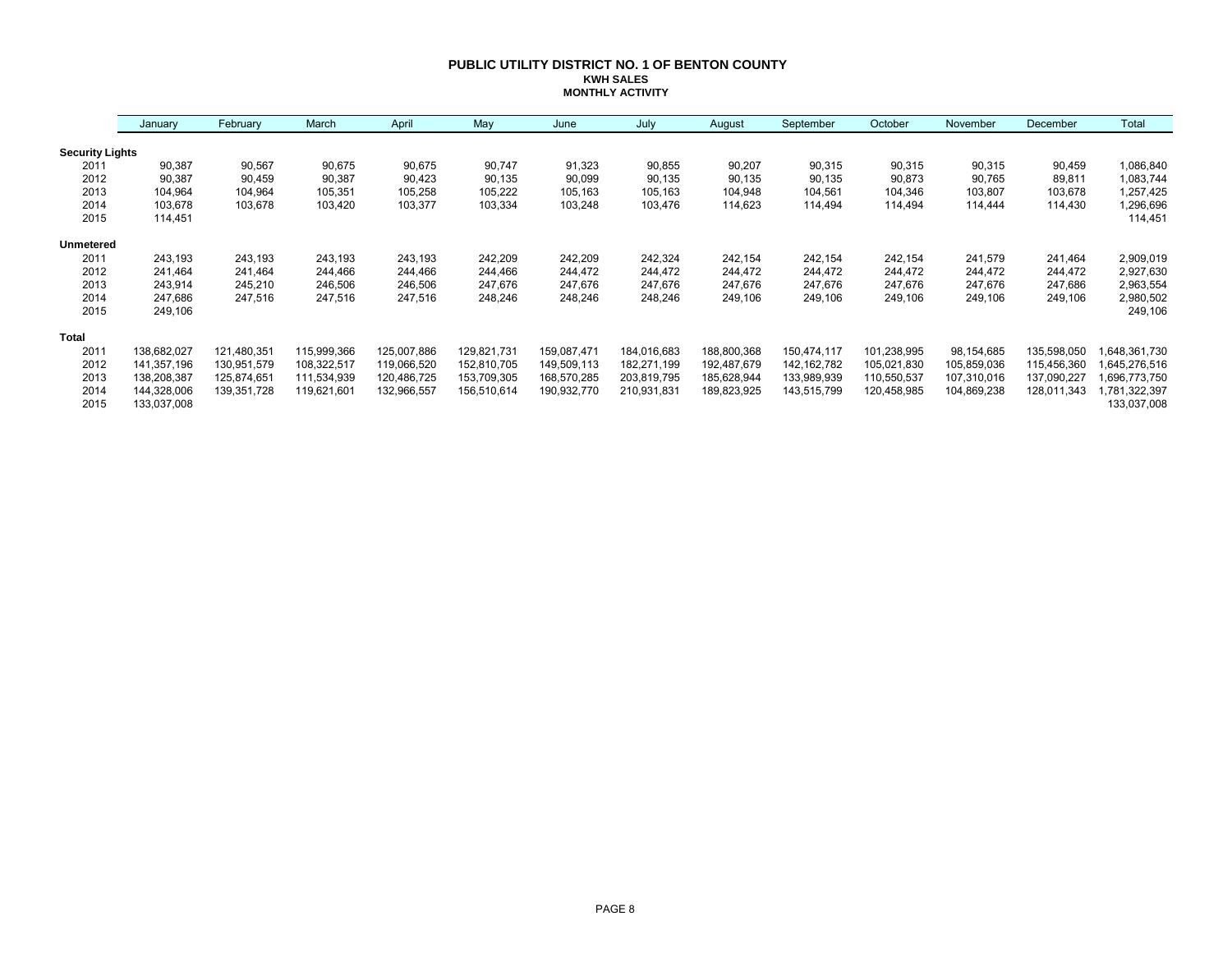# PUBLIC UTILITY DISTRICT NO. 1 OF BENTON COUNTY

## KWH SALES

### MONTHLY ACTIVITY

| | January | February | March | April | May | June | July | August | September | October | November | December | Total |
|---|---|---|---|---|---|---|---|---|---|---|---|---|---|
| **Security Lights** | | | | | | | | | | | | | |
| 2011 | 90,387 | 90,567 | 90,675 | 90,675 | 90,747 | 91,323 | 90,855 | 90,207 | 90,315 | 90,315 | 90,315 | 90,459 | 1,086,840 |
| 2012 | 90,387 | 90,459 | 90,387 | 90,423 | 90,135 | 90,099 | 90,135 | 90,135 | 90,135 | 90,873 | 90,765 | 89,811 | 1,083,744 |
| 2013 | 104,964 | 104,964 | 105,351 | 105,258 | 105,222 | 105,163 | 105,163 | 104,948 | 104,561 | 104,346 | 103,807 | 103,678 | 1,257,425 |
| 2014 | 103,678 | 103,678 | 103,420 | 103,377 | 103,334 | 103,248 | 103,476 | 114,623 | 114,494 | 114,494 | 114,444 | 114,430 | 1,296,696 |
| 2015 | 114,451 | | | | | | | | | | | | 114,451 |
| **Unmetered** | | | | | | | | | | | | | |
| 2011 | 243,193 | 243,193 | 243,193 | 243,193 | 242,209 | 242,209 | 242,324 | 242,154 | 242,154 | 242,154 | 241,579 | 241,464 | 2,909,019 |
| 2012 | 241,464 | 241,464 | 244,466 | 244,466 | 244,466 | 244,472 | 244,472 | 244,472 | 244,472 | 244,472 | 244,472 | 244,472 | 2,927,630 |
| 2013 | 243,914 | 245,210 | 246,506 | 246,506 | 247,676 | 247,676 | 247,676 | 247,676 | 247,676 | 247,676 | 247,676 | 247,686 | 2,963,554 |
| 2014 | 247,686 | 247,516 | 247,516 | 247,516 | 248,246 | 248,246 | 248,246 | 249,106 | 249,106 | 249,106 | 249,106 | 249,106 | 2,980,502 |
| 2015 | 249,106 | | | | | | | | | | | | 249,106 |
| **Total** | | | | | | | | | | | | | |
| 2011 | 138,682,027 | 121,480,351 | 115,999,366 | 125,007,886 | 129,821,731 | 159,087,471 | 184,016,683 | 188,800,368 | 150,474,117 | 101,238,995 | 98,154,685 | 135,598,050 | 1,648,361,730 |
| 2012 | 141,357,196 | 130,951,579 | 108,322,517 | 119,066,520 | 152,810,705 | 149,509,113 | 182,271,199 | 192,487,679 | 142,162,782 | 105,021,830 | 105,859,036 | 115,456,360 | 1,645,276,516 |
| 2013 | 138,208,387 | 125,874,651 | 111,534,939 | 120,486,725 | 153,709,305 | 168,570,285 | 203,819,795 | 185,628,944 | 133,989,939 | 110,550,537 | 107,310,016 | 137,090,227 | 1,696,773,750 |
| 2014 | 144,328,006 | 139,351,728 | 119,621,601 | 132,966,557 | 156,510,614 | 190,932,770 | 210,931,831 | 189,823,925 | 143,515,799 | 120,458,985 | 104,869,238 | 128,011,343 | 1,781,322,397 |
| 2015 | 133,037,008 | | | | | | | | | | | | 133,037,008 |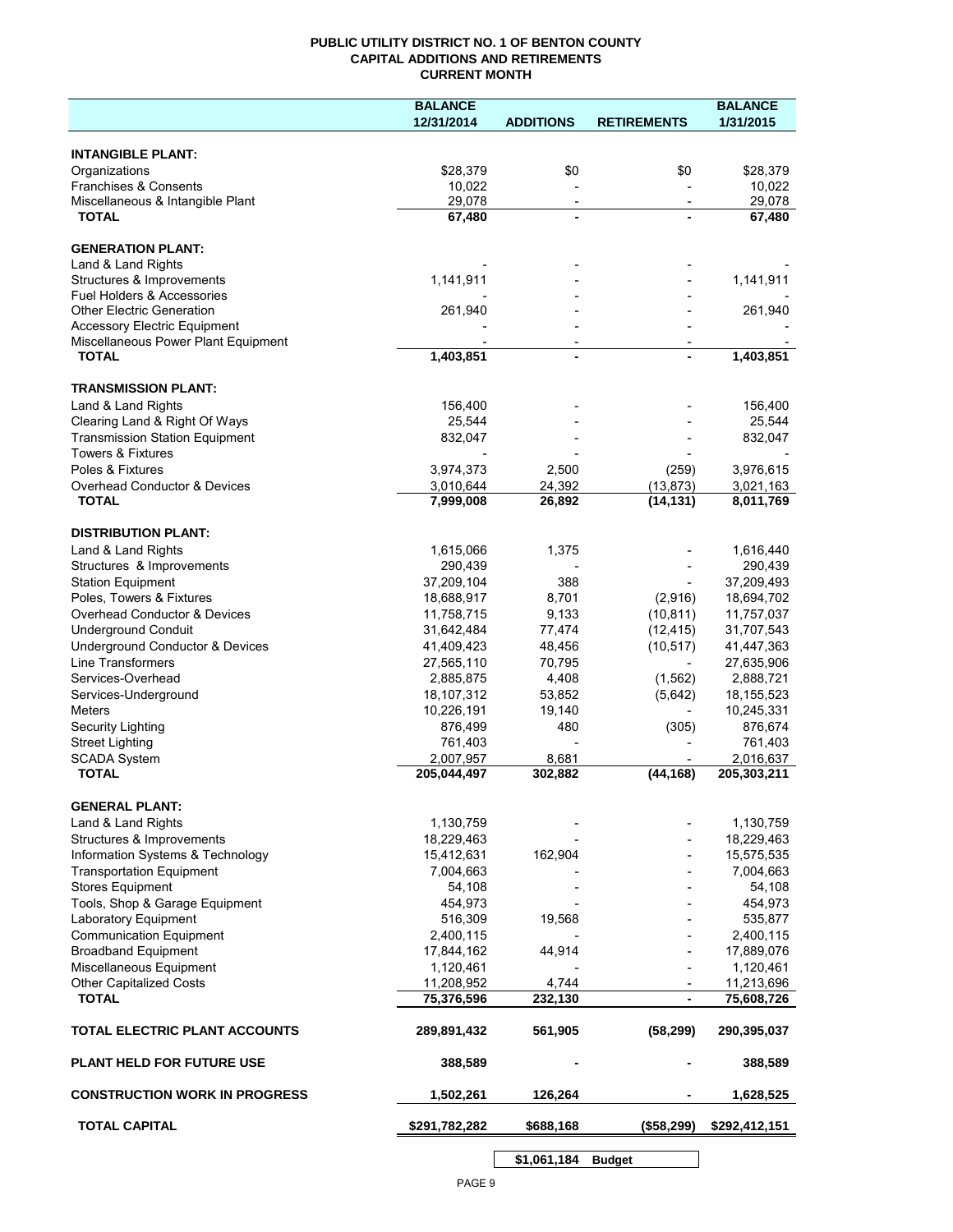# PUBLIC UTILITY DISTRICT NO. 1 OF BENTON COUNTY
## CAPITAL ADDITIONS AND RETIREMENTS
### CURRENT MONTH

| | BALANCE 12/31/2014 | ADDITIONS | RETIREMENTS | BALANCE 1/31/2015 |
|---|---|---|---|---|
| **INTANGIBLE PLANT:** | | | | |
| Organizations | $28,379 | $0 | $0 | $28,379 |
| Franchises & Consents | 10,022 | - | - | 10,022 |
| Miscellaneous & Intangible Plant | 29,078 | - | - | 29,078 |
| **TOTAL** | **67,480** | **-** | **-** | **67,480** |
| **GENERATION PLANT:** | | | | |
| Land & Land Rights | - | - | - | - |
| Structures & Improvements | 1,141,911 | - | - | 1,141,911 |
| Fuel Holders & Accessories | - | - | - | - |
| Other Electric Generation | 261,940 | - | - | 261,940 |
| Accessory Electric Equipment | - | - | - | - |
| Miscellaneous Power Plant Equipment | - | - | - | - |
| **TOTAL** | **1,403,851** | **-** | **-** | **1,403,851** |
| **TRANSMISSION PLANT:** | | | | |
| Land & Land Rights | 156,400 | - | - | 156,400 |
| Clearing Land & Right Of Ways | 25,544 | - | - | 25,544 |
| Transmission Station Equipment | 832,047 | - | - | 832,047 |
| Towers & Fixtures | - | - | - | - |
| Poles & Fixtures | 3,974,373 | 2,500 | (259) | 3,976,615 |
| Overhead Conductor & Devices | 3,010,644 | 24,392 | (13,873) | 3,021,163 |
| **TOTAL** | **7,999,008** | **26,892** | **(14,131)** | **8,011,769** |
| **DISTRIBUTION PLANT:** | | | | |
| Land & Land Rights | 1,615,066 | 1,375 | - | 1,616,440 |
| Structures & Improvements | 290,439 | - | - | 290,439 |
| Station Equipment | 37,209,104 | 388 | - | 37,209,493 |
| Poles, Towers & Fixtures | 18,688,917 | 8,701 | (2,916) | 18,694,702 |
| Overhead Conductor & Devices | 11,758,715 | 9,133 | (10,811) | 11,757,037 |
| Underground Conduit | 31,642,484 | 77,474 | (12,415) | 31,707,543 |
| Underground Conductor & Devices | 41,409,423 | 48,456 | (10,517) | 41,447,363 |
| Line Transformers | 27,565,110 | 70,795 | - | 27,635,906 |
| Services-Overhead | 2,885,875 | 4,408 | (1,562) | 2,888,721 |
| Services-Underground | 18,107,312 | 53,852 | (5,642) | 18,155,523 |
| Meters | 10,226,191 | 19,140 | - | 10,245,331 |
| Security Lighting | 876,499 | 480 | (305) | 876,674 |
| Street Lighting | 761,403 | - | - | 761,403 |
| SCADA System | 2,007,957 | 8,681 | - | 2,016,637 |
| **TOTAL** | **205,044,497** | **302,882** | **(44,168)** | **205,303,211** |
| **GENERAL PLANT:** | | | | |
| Land & Land Rights | 1,130,759 | - | - | 1,130,759 |
| Structures & Improvements | 18,229,463 | - | - | 18,229,463 |
| Information Systems & Technology | 15,412,631 | 162,904 | - | 15,575,535 |
| Transportation Equipment | 7,004,663 | - | - | 7,004,663 |
| Stores Equipment | 54,108 | - | - | 54,108 |
| Tools, Shop & Garage Equipment | 454,973 | - | - | 454,973 |
| Laboratory Equipment | 516,309 | 19,568 | - | 535,877 |
| Communication Equipment | 2,400,115 | - | - | 2,400,115 |
| Broadband Equipment | 17,844,162 | 44,914 | - | 17,889,076 |
| Miscellaneous Equipment | 1,120,461 | - | - | 1,120,461 |
| Other Capitalized Costs | 11,208,952 | 4,744 | - | 11,213,696 |
| **TOTAL** | **75,376,596** | **232,130** | **-** | **75,608,726** |
| **TOTAL ELECTRIC PLANT ACCOUNTS** | **289,891,432** | **561,905** | **(58,299)** | **290,395,037** |
| **PLANT HELD FOR FUTURE USE** | **388,589** | **-** | **-** | **388,589** |
| **CONSTRUCTION WORK IN PROGRESS** | **1,502,261** | **126,264** | **-** | **1,628,525** |
| **TOTAL CAPITAL** | **$291,782,282** | **$688,168** | **($58,299)** | **$292,412,151** |

| | | |
|---|---|---|
| | **$1,061,184** | **Budget** |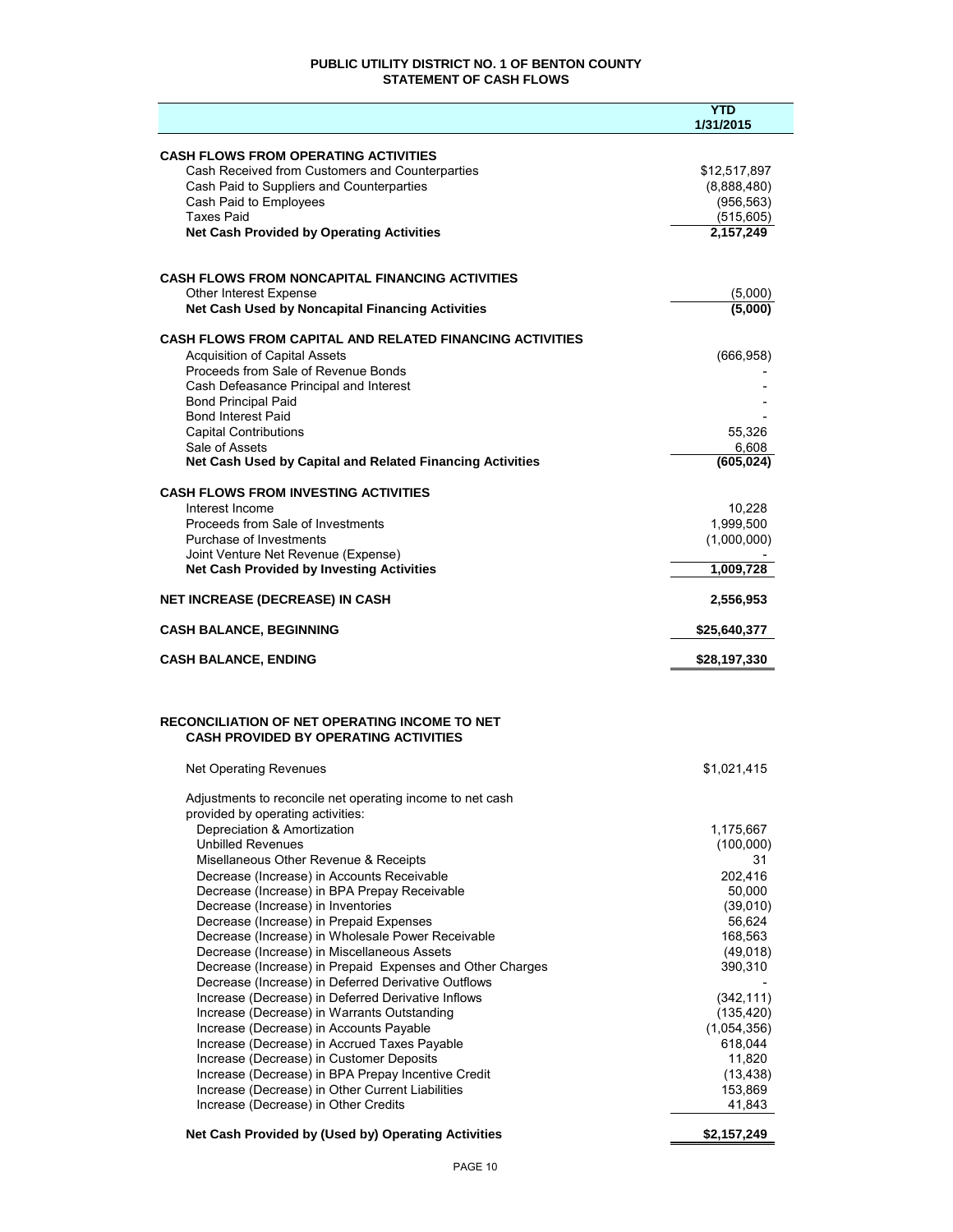# PUBLIC UTILITY DISTRICT NO. 1 OF BENTON COUNTY
## STATEMENT OF CASH FLOWS

| | YTD 1/31/2015 |
|---|---|
| **CASH FLOWS FROM OPERATING ACTIVITIES** | |
| Cash Received from Customers and Counterparties | $12,517,897 |
| Cash Paid to Suppliers and Counterparties | (8,888,480) |
| Cash Paid to Employees | (956,563) |
| Taxes Paid | (515,605) |
| **Net Cash Provided by Operating Activities** | **2,157,249** |
| **CASH FLOWS FROM NONCAPITAL FINANCING ACTIVITIES** | |
| Other Interest Expense | (5,000) |
| **Net Cash Used by Noncapital Financing Activities** | **(5,000)** |
| **CASH FLOWS FROM CAPITAL AND RELATED FINANCING ACTIVITIES** | |
| Acquisition of Capital Assets | (666,958) |
| Proceeds from Sale of Revenue Bonds | - |
| Cash Defeasance Principal and Interest | - |
| Bond Principal Paid | - |
| Bond Interest Paid | - |
| Capital Contributions | 55,326 |
| Sale of Assets | 6,608 |
| **Net Cash Used by Capital and Related Financing Activities** | **(605,024)** |
| **CASH FLOWS FROM INVESTING ACTIVITIES** | |
| Interest Income | 10,228 |
| Proceeds from Sale of Investments | 1,999,500 |
| Purchase of Investments | (1,000,000) |
| Joint Venture Net Revenue (Expense) | - |
| **Net Cash Provided by Investing Activities** | **1,009,728** |
| **NET INCREASE (DECREASE) IN CASH** | **2,556,953** |
| **CASH BALANCE, BEGINNING** | **$25,640,377** |
| **CASH BALANCE, ENDING** | **$28,197,330** |

## RECONCILIATION OF NET OPERATING INCOME TO NET CASH PROVIDED BY OPERATING ACTIVITIES

| | |
|---|---|
| Net Operating Revenues | $1,021,415 |
| Adjustments to reconcile net operating income to net cash provided by operating activities: | |
| Depreciation & Amortization | 1,175,667 |
| Unbilled Revenues | (100,000) |
| Misellaneous Other Revenue & Receipts | 31 |
| Decrease (Increase) in Accounts Receivable | 202,416 |
| Decrease (Increase) in BPA Prepay Receivable | 50,000 |
| Decrease (Increase) in Inventories | (39,010) |
| Decrease (Increase) in Prepaid Expenses | 56,624 |
| Decrease (Increase) in Wholesale Power Receivable | 168,563 |
| Decrease (Increase) in Miscellaneous Assets | (49,018) |
| Decrease (Increase) in Prepaid Expenses and Other Charges | 390,310 |
| Decrease (Increase) in Deferred Derivative Outflows | - |
| Increase (Decrease) in Deferred Derivative Inflows | (342,111) |
| Increase (Decrease) in Warrants Outstanding | (135,420) |
| Increase (Decrease) in Accounts Payable | (1,054,356) |
| Increase (Decrease) in Accrued Taxes Payable | 618,044 |
| Increase (Decrease) in Customer Deposits | 11,820 |
| Increase (Decrease) in BPA Prepay Incentive Credit | (13,438) |
| Increase (Decrease) in Other Current Liabilities | 153,869 |
| Increase (Decrease) in Other Credits | 41,843 |
| **Net Cash Provided by (Used by) Operating Activities** | **$2,157,249** |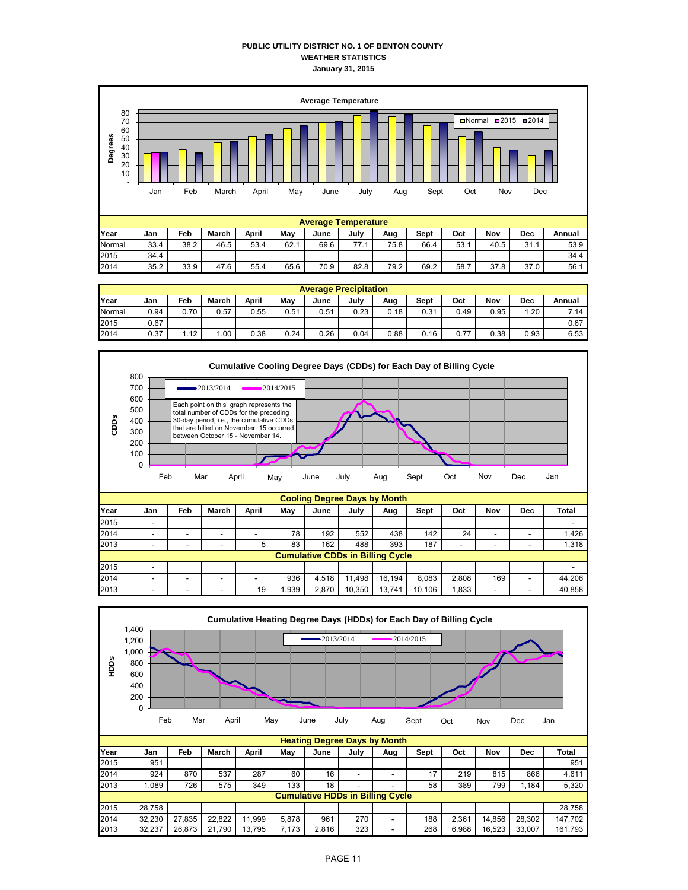**PUBLIC UTILITY DISTRICT NO. 1 OF BENTON COUNTY**
**WEATHER STATISTICS**
**January 31, 2015**

**Average Temperature**

| Year | Jan | Feb | March | April | May | June | July | Aug | Sept | Oct | Nov | Dec | Annual |
|---|---|---|---|---|---|---|---|---|---|---|---|---|---|
| Normal | 33.4 | 38.2 | 46.5 | 53.4 | 62.1 | 69.6 | 77.1 | 75.8 | 66.4 | 53.1 | 40.5 | 31.1 | 53.9 |
| 2015 | 34.4 | | | | | | | | | | | | 34.4 |
| 2014 | 35.2 | 33.9 | 47.6 | 55.4 | 65.6 | 70.9 | 82.8 | 79.2 | 69.2 | 58.7 | 37.8 | 37.0 | 56.1 |

**Average Precipitation**

| Year | Jan | Feb | March | April | May | June | July | Aug | Sept | Oct | Nov | Dec | Annual |
|---|---|---|---|---|---|---|---|---|---|---|---|---|---|
| Normal | 0.94 | 0.70 | 0.57 | 0.55 | 0.51 | 0.51 | 0.23 | 0.18 | 0.31 | 0.49 | 0.95 | 1.20 | 7.14 |
| 2015 | 0.67 | | | | | | | | | | | | 0.67 |
| 2014 | 0.37 | 1.12 | 1.00 | 0.38 | 0.24 | 0.26 | 0.04 | 0.88 | 0.16 | 0.77 | 0.38 | 0.93 | 6.53 |

**Cumulative Cooling Degree Days (CDDs) for Each Day of Billing Cycle**

Each point on this graph represents the total number of CDDs for the preceding 30-day period, i.e., the cumulative CDDs that are billed on November 15 occurred between October 15 - November 14.

**Cooling Degree Days by Month**

| Year | Jan | Feb | March | April | May | June | July | Aug | Sept | Oct | Nov | Dec | Total |
|---|---|---|---|---|---|---|---|---|---|---|---|---|---|
| 2015 | - | | | | | | | | | | | | - |
| 2014 | - | - | - | - | 78 | 192 | 552 | 438 | 142 | 24 | - | - | 1,426 |
| 2013 | - | - | - | 5 | 83 | 162 | 488 | 393 | 187 | - | - | - | 1,318 |
| **Cumulative CDDs in Billing Cycle** | | | | | | | | | | | | | |
| 2015 | - | | | | | | | | | | | | - |
| 2014 | - | - | - | - | 936 | 4,518 | 11,498 | 16,194 | 8,083 | 2,808 | 169 | - | 44,206 |
| 2013 | - | - | - | 19 | 1,939 | 2,870 | 10,350 | 13,741 | 10,106 | 1,833 | - | - | 40,858 |

**Cumulative Heating Degree Days (HDDs) for Each Day of Billing Cycle**

**Heating Degree Days by Month**

| Year | Jan | Feb | March | April | May | June | July | Aug | Sept | Oct | Nov | Dec | Total |
|---|---|---|---|---|---|---|---|---|---|---|---|---|---|
| 2015 | 951 | | | | | | | | | | | | 951 |
| 2014 | 924 | 870 | 537 | 287 | 60 | 16 | - | - | 17 | 219 | 815 | 866 | 4,611 |
| 2013 | 1,089 | 726 | 575 | 349 | 133 | 18 | - | - | 58 | 389 | 799 | 1,184 | 5,320 |
| **Cumulative HDDs in Billing Cycle** | | | | | | | | | | | | | |
| 2015 | 28,758 | | | | | | | | | | | | 28,758 |
| 2014 | 32,230 | 27,835 | 22,822 | 11,999 | 5,878 | 961 | 270 | - | 188 | 2,361 | 14,856 | 28,302 | 147,702 |
| 2013 | 32,237 | 26,873 | 21,790 | 13,795 | 7,173 | 2,816 | 323 | - | 268 | 6,988 | 16,523 | 33,007 | 161,793 |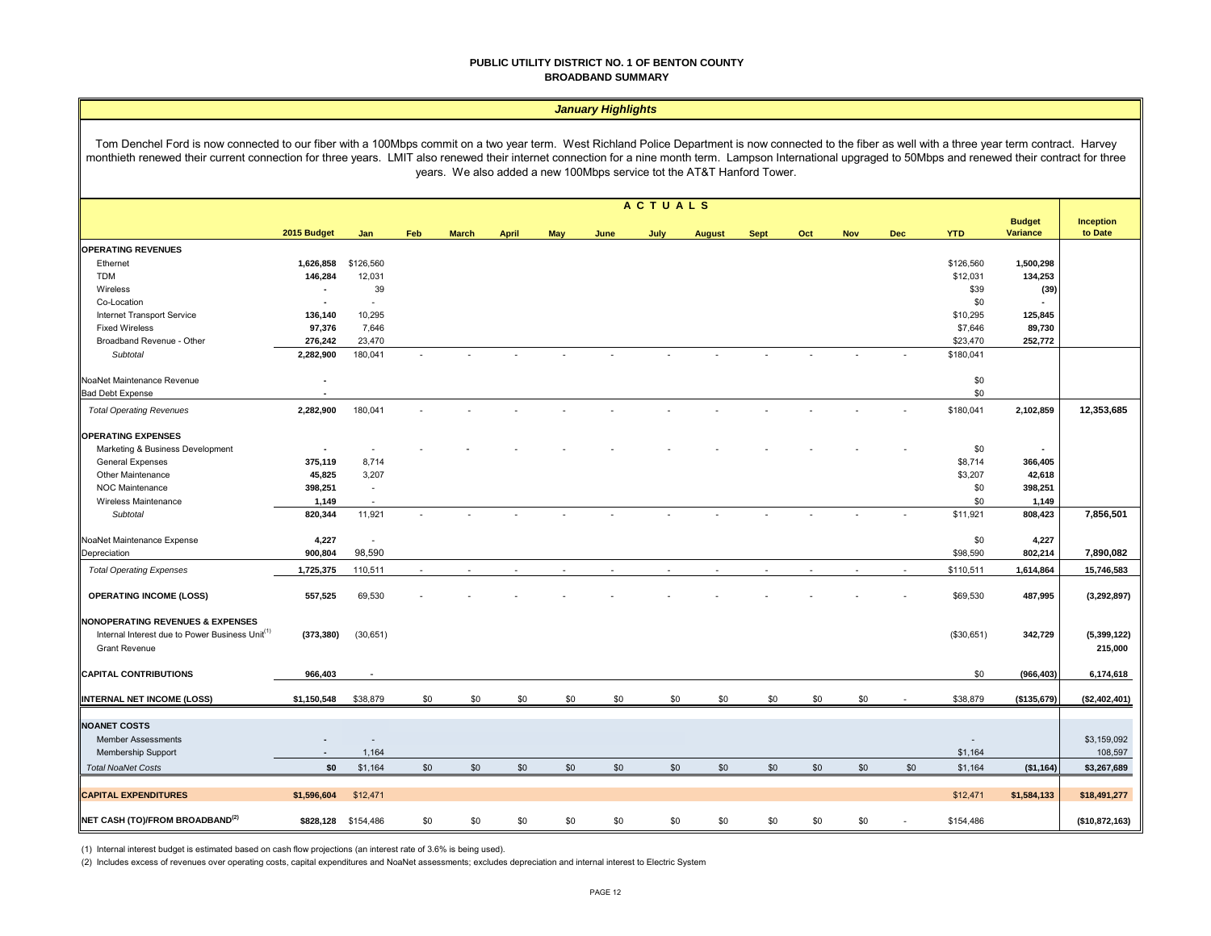# PUBLIC UTILITY DISTRICT NO. 1 OF BENTON COUNTY
## BROADBAND SUMMARY

### *January Highlights*

Tom Denchel Ford is now connected to our fiber with a 100Mbps commit on a two year term. West Richland Police Department is now connected to the fiber as well with a three year term contract. Harvey monthieth renewed their current connection for three years. LMIT also renewed their internet connection for a nine month term. Lampson International upgraded to 50Mbps and renewed their contract for three years. We also added a new 100Mbps service tot the AT&T Hanford Tower.

| | | ACTUALS | | | | | | | | | | | | | | |
|---|---|---|---|---|---|---|---|---|---|---|---|---|---|---|---|---|
| | **2015 Budget** | **Jan** | **Feb** | **March** | **April** | **May** | **June** | **July** | **August** | **Sept** | **Oct** | **Nov** | **Dec** | **YTD** | **Budget Variance** | **Inception to Date** |
| **OPERATING REVENUES** | | | | | | | | | | | | | | | | |
| Ethernet | **1,626,858** | $126,560 | | | | | | | | | | | | $126,560 | **1,500,298** | |
| TDM | **146,284** | 12,031 | | | | | | | | | | | | $12,031 | **134,253** | |
| Wireless | **-** | 39 | | | | | | | | | | | | $39 | **(39)** | |
| Co-Location | **-** | - | | | | | | | | | | | | $0 | **-** | |
| Internet Transport Service | **136,140** | 10,295 | | | | | | | | | | | | $10,295 | **125,845** | |
| Fixed Wireless | **97,376** | 7,646 | | | | | | | | | | | | $7,646 | **89,730** | |
| Broadband Revenue - Other | **276,242** | 23,470 | | | | | | | | | | | | $23,470 | **252,772** | |
| *Subtotal* | **2,282,900** | 180,041 | - | - | - | - | - | - | - | - | - | - | - | $180,041 | | |
| NoaNet Maintenance Revenue | **-** | | | | | | | | | | | | | $0 | | |
| Bad Debt Expense | **-** | | | | | | | | | | | | | $0 | | |
| *Total Operating Revenues* | **2,282,900** | 180,041 | - | - | - | - | - | - | - | - | - | - | - | $180,041 | **2,102,859** | **12,353,685** |
| **OPERATING EXPENSES** | | | | | | | | | | | | | | | | |
| Marketing & Business Development | **-** | - | - | - | - | - | - | - | - | - | - | - | - | $0 | **-** | |
| General Expenses | **375,119** | 8,714 | | | | | | | | | | | | $8,714 | **366,405** | |
| Other Maintenance | **45,825** | 3,207 | | | | | | | | | | | | $3,207 | **42,618** | |
| NOC Maintenance | **398,251** | - | | | | | | | | | | | | $0 | **398,251** | |
| Wireless Maintenance | **1,149** | - | | | | | | | | | | | | $0 | **1,149** | |
| *Subtotal* | **820,344** | 11,921 | - | - | - | - | - | - | - | - | - | - | - | $11,921 | **808,423** | **7,856,501** |
| NoaNet Maintenance Expense | **4,227** | - | | | | | | | | | | | | $0 | **4,227** | |
| Depreciation | **900,804** | 98,590 | | | | | | | | | | | | $98,590 | **802,214** | **7,890,082** |
| *Total Operating Expenses* | **1,725,375** | 110,511 | - | - | - | - | - | - | - | - | - | - | - | $110,511 | **1,614,864** | **15,746,583** |
| **OPERATING INCOME (LOSS)** | **557,525** | 69,530 | - | - | - | - | - | - | - | - | - | - | - | $69,530 | **487,995** | **(3,292,897)** |
| **NONOPERATING REVENUES & EXPENSES** | | | | | | | | | | | | | | | | |
| Internal Interest due to Power Business Unit[1] | **(373,380)** | (30,651) | | | | | | | | | | | | ($30,651) | **342,729** | **(5,399,122)** |
| Grant Revenue | | | | | | | | | | | | | | | | **215,000** |
| **CAPITAL CONTRIBUTIONS** | **966,403** | - | | | | | | | | | | | | $0 | **(966,403)** | **6,174,618** |
| **INTERNAL NET INCOME (LOSS)** | **$1,150,548** | $38,879 | $0 | $0 | $0 | $0 | $0 | $0 | $0 | $0 | $0 | $0 | - | $38,879 | **($135,679)** | **($2,402,401)** |
| **NOANET COSTS** | | | | | | | | | | | | | | | | |
| Member Assessments | **-** | - | | | | | | | | | | | | - | | $3,159,092 |
| Membership Support | **-** | 1,164 | | | | | | | | | | | | $1,164 | | 108,597 |
| *Total NoaNet Costs* | **$0** | $1,164 | $0 | $0 | $0 | $0 | $0 | $0 | $0 | $0 | $0 | $0 | $0 | $1,164 | **($1,164)** | **$3,267,689** |
| **CAPITAL EXPENDITURES** | **$1,596,604** | $12,471 | | | | | | | | | | | | $12,471 | **$1,584,133** | **$18,491,277** |
| **NET CASH (TO)/FROM BROADBAND[2]** | **$828,128** | $154,486 | $0 | $0 | $0 | $0 | $0 | $0 | $0 | $0 | $0 | $0 | - | $154,486 | | **($10,872,163)** |

(1) Internal interest budget is estimated based on cash flow projections (an interest rate of 3.6% is being used).

(2) Includes excess of revenues over operating costs, capital expenditures and NoaNet assessments; excludes depreciation and internal interest to Electric System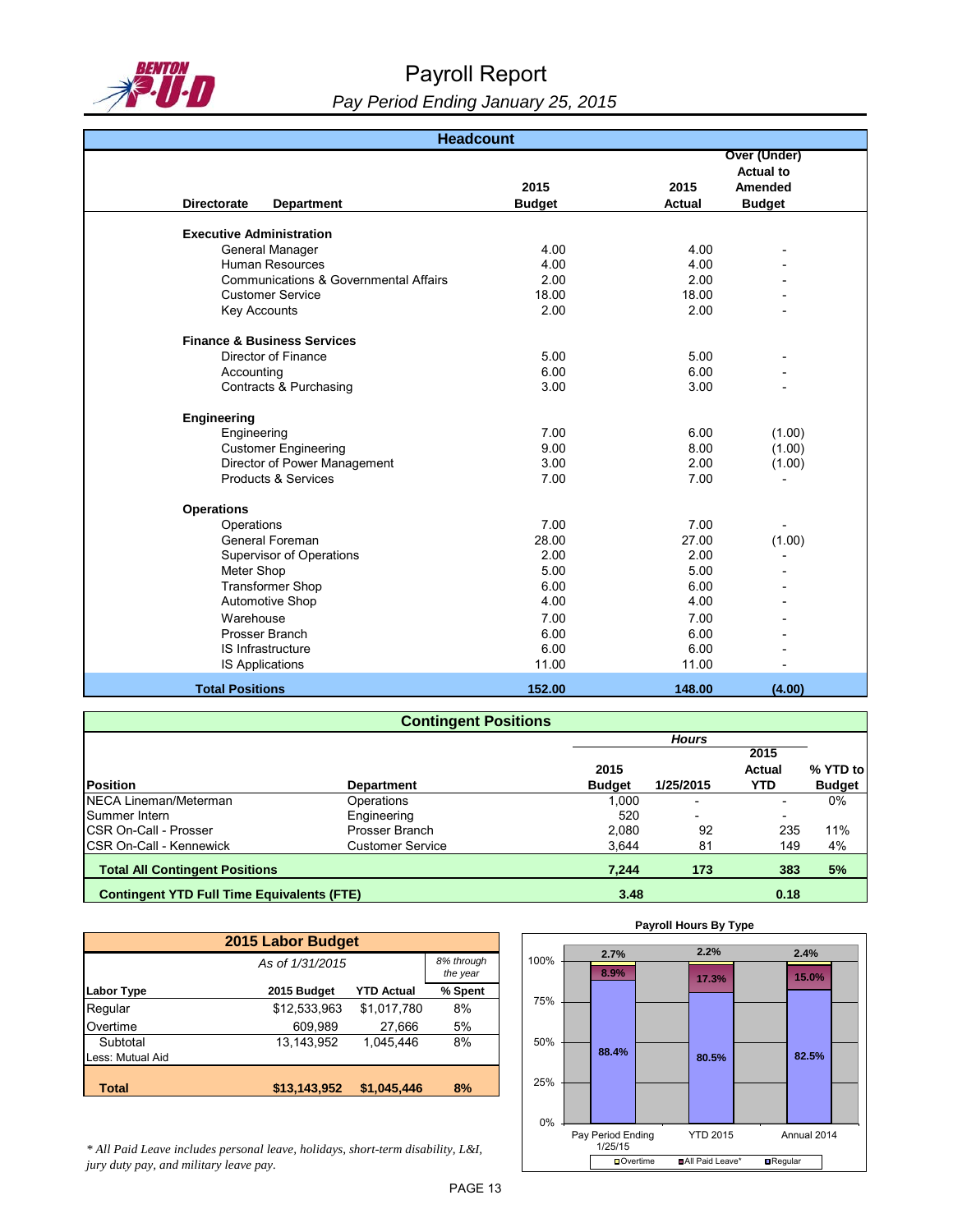# Payroll Report

*Pay Period Ending January 25, 2015*

## Headcount

| Directorate / Department | 2015 Budget | 2015 Actual | Over (Under) Actual to Amended Budget |
|---|---|---|---|
| **Executive Administration** | | | |
| General Manager | 4.00 | 4.00 | - |
| Human Resources | 4.00 | 4.00 | - |
| Communications & Governmental Affairs | 2.00 | 2.00 | - |
| Customer Service | 18.00 | 18.00 | - |
| Key Accounts | 2.00 | 2.00 | - |
| **Finance & Business Services** | | | |
| Director of Finance | 5.00 | 5.00 | - |
| Accounting | 6.00 | 6.00 | - |
| Contracts & Purchasing | 3.00 | 3.00 | - |
| **Engineering** | | | |
| Engineering | 7.00 | 6.00 | (1.00) |
| Customer Engineering | 9.00 | 8.00 | (1.00) |
| Director of Power Management | 3.00 | 2.00 | (1.00) |
| Products & Services | 7.00 | 7.00 | - |
| **Operations** | | | |
| Operations | 7.00 | 7.00 | - |
| General Foreman | 28.00 | 27.00 | (1.00) |
| Supervisor of Operations | 2.00 | 2.00 | - |
| Meter Shop | 5.00 | 5.00 | - |
| Transformer Shop | 6.00 | 6.00 | - |
| Automotive Shop | 4.00 | 4.00 | - |
| Warehouse | 7.00 | 7.00 | - |
| Prosser Branch | 6.00 | 6.00 | - |
| IS Infrastructure | 6.00 | 6.00 | - |
| IS Applications | 11.00 | 11.00 | - |
| **Total Positions** | **152.00** | **148.00** | **(4.00)** |

## Contingent Positions

| Position | Department | Hours: 2015 Budget | Hours: 1/25/2015 | Hours: 2015 Actual YTD | % YTD to Budget |
|---|---|---|---|---|---|
| NECA Lineman/Meterman | Operations | 1,000 | - | - | 0% |
| Summer Intern | Engineering | 520 | - | - | |
| CSR On-Call - Prosser | Prosser Branch | 2,080 | 92 | 235 | 11% |
| CSR On-Call - Kennewick | Customer Service | 3,644 | 81 | 149 | 4% |
| **Total All Contingent Positions** | | **7,244** | **173** | **383** | **5%** |
| **Contingent YTD Full Time Equivalents (FTE)** | | **3.48** | | **0.18** | |

## 2015 Labor Budget

| Labor Type | 2015 Budget | YTD Actual (As of 1/31/2015) | % Spent (8% through the year) |
|---|---|---|---|
| Regular | $12,533,963 | $1,017,780 | 8% |
| Overtime | 609,989 | 27,666 | 5% |
| Subtotal | 13,143,952 | 1,045,446 | 8% |
| Less: Mutual Aid | | | |
| **Total** | **$13,143,952** | **$1,045,446** | **8%** |

*\* All Paid Leave includes personal leave, holidays, short-term disability, L&I, jury duty pay, and military leave pay.*

**Payroll Hours By Type**

100%
75%
50%
25%
0%

Pay Period Ending 1/25/15: 2.7%, 8.9%, 88.4%
YTD 2015: 2.2%, 17.3%, 80.5%
Annual 2014: 2.4%, 15.0%, 82.5%

Overtime
All Paid Leave*
Regular